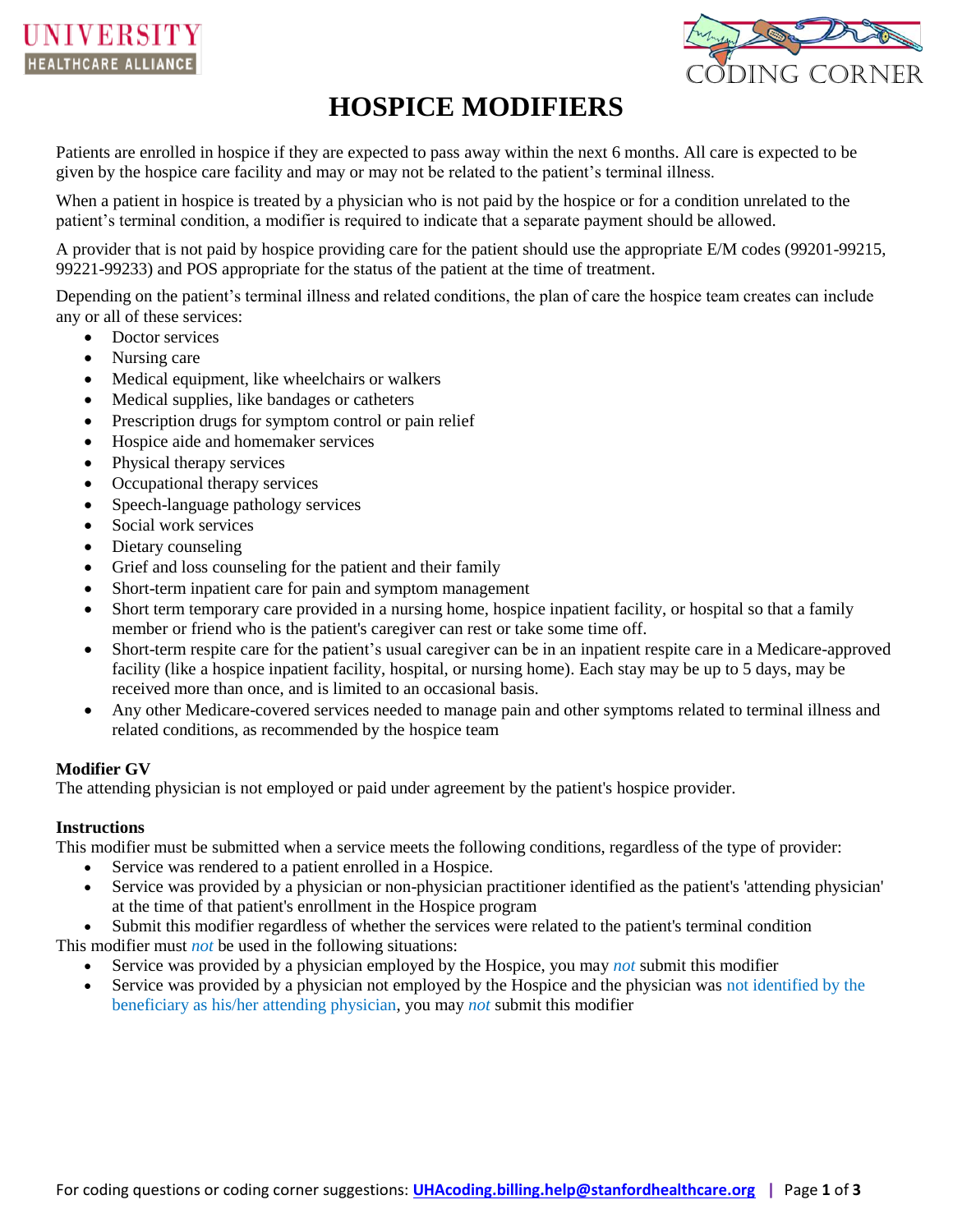# HOSPICE MODIFIERS

Patients are enrolled in hospice if they are expected to pass away within the next 6 months. All care is expected to be given by the hospice care facility and may or may not be related to the patient's terminal illness.

When a patient in hospice is treated by a physician who is not paid by the hospice or for a condition unrelated to the patient's terminal condition, a modifier is required to indicate that a separate payment should be allowed.

A provider that is not paid by hospice providing care for the patient should use the appropriate E/M codes (99201-99215, 99221-99233) and POS appropriate for the status of the patient at the time of treatment.

Depending on the patient's terminal illness and related conditions, the plan of care the hospice team creates can include any or all of these services:

- Doctor services
- Nursing care
- Medical equipment, like wheelchairs or walkers
- Medical supplies, like bandages or catheters
- Prescription drugs for symptom control or pain relief
- Hospice aide and homemaker services
- Physical therapy services
- Occupational therapy services
- Speech-language pathology services
- Social work services
- Dietary counseling
- Grief and loss counseling for the patient and their family
- Short-term inpatient care for pain and symptom management
- Short term temporary care provided in a nursing home, hospice inpatient facility, or hospital so that a family member or friend who is the patient's caregiver can rest or take some time off.
- Short-term respite care for the patient's usual caregiver can be in an inpatient respite care in a Medicare-approved facility (like a hospice inpatient facility, hospital, or nursing home). Each stay may be up to 5 days, may be received more than once, and is limited to an occasional basis.
- Any other Medicare-covered services needed to manage pain and other symptoms related to terminal illness and related conditions, as recommended by the hospice team

**Modifier GV**

The attending physician is not employed or paid under agreement by the patient's hospice provider.

**Instructions**

This modifier must be submitted when a service meets the following conditions, regardless of the type of provider:

- Service was rendered to a patient enrolled in a Hospice.
- Service was provided by a physician or non-physician practitioner identified as the patient's 'attending physician' at the time of that patient's enrollment in the Hospice program
- Submit this modifier regardless of whether the services were related to the patient's terminal condition

This modifier must *not* be used in the following situations:

- Service was provided by a physician employed by the Hospice, you may *not* submit this modifier
- Service was provided by a physician not employed by the Hospice and the physician was not identified by the beneficiary as his/her attending physician, you may *not* submit this modifier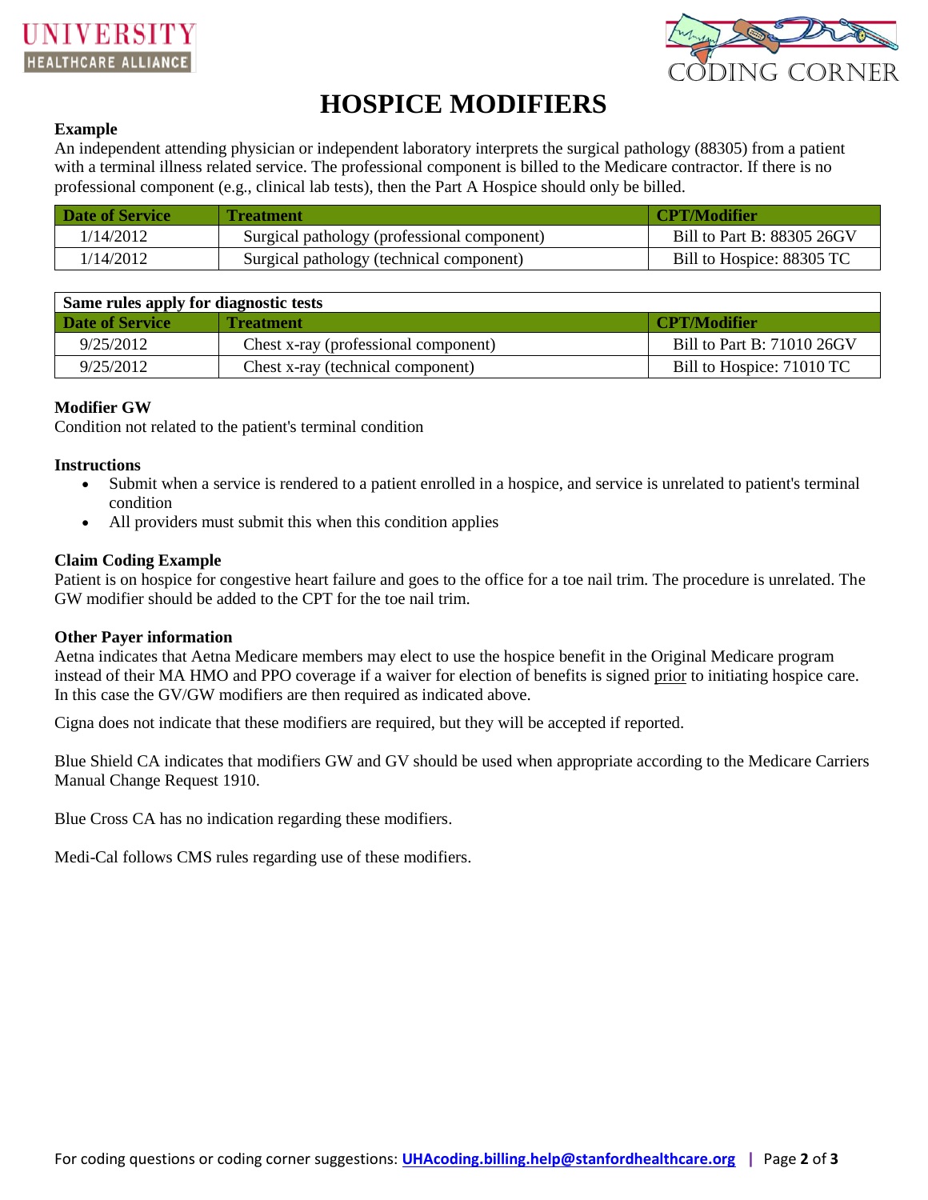# HOSPICE MODIFIERS

**Example**

An independent attending physician or independent laboratory interprets the surgical pathology (88305) from a patient with a terminal illness related service. The professional component is billed to the Medicare contractor. If there is no professional component (e.g., clinical lab tests), then the Part A Hospice should only be billed.

| Date of Service | Treatment | CPT/Modifier |
|---|---|---|
| 1/14/2012 | Surgical pathology (professional component) | Bill to Part B: 88305 26GV |
| 1/14/2012 | Surgical pathology (technical component) | Bill to Hospice: 88305 TC |

| Same rules apply for diagnostic tests | | |
|---|---|---|
| **Date of Service** | **Treatment** | **CPT/Modifier** |
| 9/25/2012 | Chest x-ray (professional component) | Bill to Part B: 71010 26GV |
| 9/25/2012 | Chest x-ray (technical component) | Bill to Hospice: 71010 TC |

**Modifier GW**

Condition not related to the patient's terminal condition

**Instructions**

- Submit when a service is rendered to a patient enrolled in a hospice, and service is unrelated to patient's terminal condition
- All providers must submit this when this condition applies

**Claim Coding Example**

Patient is on hospice for congestive heart failure and goes to the office for a toe nail trim. The procedure is unrelated. The GW modifier should be added to the CPT for the toe nail trim.

**Other Payer information**

Aetna indicates that Aetna Medicare members may elect to use the hospice benefit in the Original Medicare program instead of their MA HMO and PPO coverage if a waiver for election of benefits is signed prior to initiating hospice care. In this case the GV/GW modifiers are then required as indicated above.

Cigna does not indicate that these modifiers are required, but they will be accepted if reported.

Blue Shield CA indicates that modifiers GW and GV should be used when appropriate according to the Medicare Carriers Manual Change Request 1910.

Blue Cross CA has no indication regarding these modifiers.

Medi-Cal follows CMS rules regarding use of these modifiers.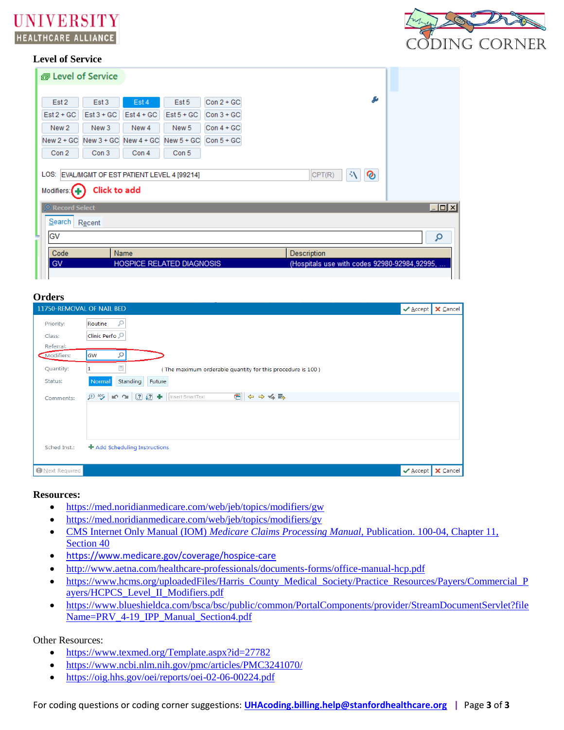### Level of Service

Level of Service

| | | | | |
|---|---|---|---|---|
| Est 2 | Est 3 | Est 4 | Est 5 | Con 2 + GC |
| Est 2 + GC | Est 3 + GC | Est 4 + GC | Est 5 + GC | Con 3 + GC |
| New 2 | New 3 | New 4 | New 5 | Con 4 + GC |
| New 2 + GC | New 3 + GC | New 4 + GC | New 5 + GC | Con 5 + GC |
| Con 2 | Con 3 | Con 4 | Con 5 | |

LOS: EVAL/MGMT OF EST PATIENT LEVEL 4 [99214] CPT(R)

Modifiers: Click to add

Record Select

Search Recent

GV

| Code | Name | Description |
|---|---|---|
| GV | HOSPICE RELATED DIAGNOSIS | (Hospitals use with codes 92980-92984,92995, ... |

### Orders

11750-REMOVAL OF NAIL BED — Accept — Cancel

Priority: Routine

Class: Clinic Perfo

Referral:

Modifiers: GW

Quantity: 1 ( The maximum orderable quantity for this procedure is 100 )

Status: Normal Standing Future

Comments: Insert SmartText

Sched Inst.: Add Scheduling Instructions

Next Required — Accept — Cancel

**Resources:**

- https://med.noridianmedicare.com/web/jeb/topics/modifiers/gw
- https://med.noridianmedicare.com/web/jeb/topics/modifiers/gv
- CMS Internet Only Manual (IOM) *Medicare Claims Processing Manual*, Publication. 100-04, Chapter 11, Section 40
- https://www.medicare.gov/coverage/hospice-care
- http://www.aetna.com/healthcare-professionals/documents-forms/office-manual-hcp.pdf
- https://www.hcms.org/uploadedFiles/Harris_County_Medical_Society/Practice_Resources/Payers/Commercial_Payers/HCPCS_Level_II_Modifiers.pdf
- https://www.blueshieldca.com/bsca/bsc/public/common/PortalComponents/provider/StreamDocumentServlet?fileName=PRV_4-19_IPP_Manual_Section4.pdf

Other Resources:

- https://www.texmed.org/Template.aspx?id=27782
- https://www.ncbi.nlm.nih.gov/pmc/articles/PMC3241070/
- https://oig.hhs.gov/oei/reports/oei-02-06-00224.pdf

For coding questions or coding corner suggestions: **UHAcoding.billing.help@stanfordhealthcare.org**